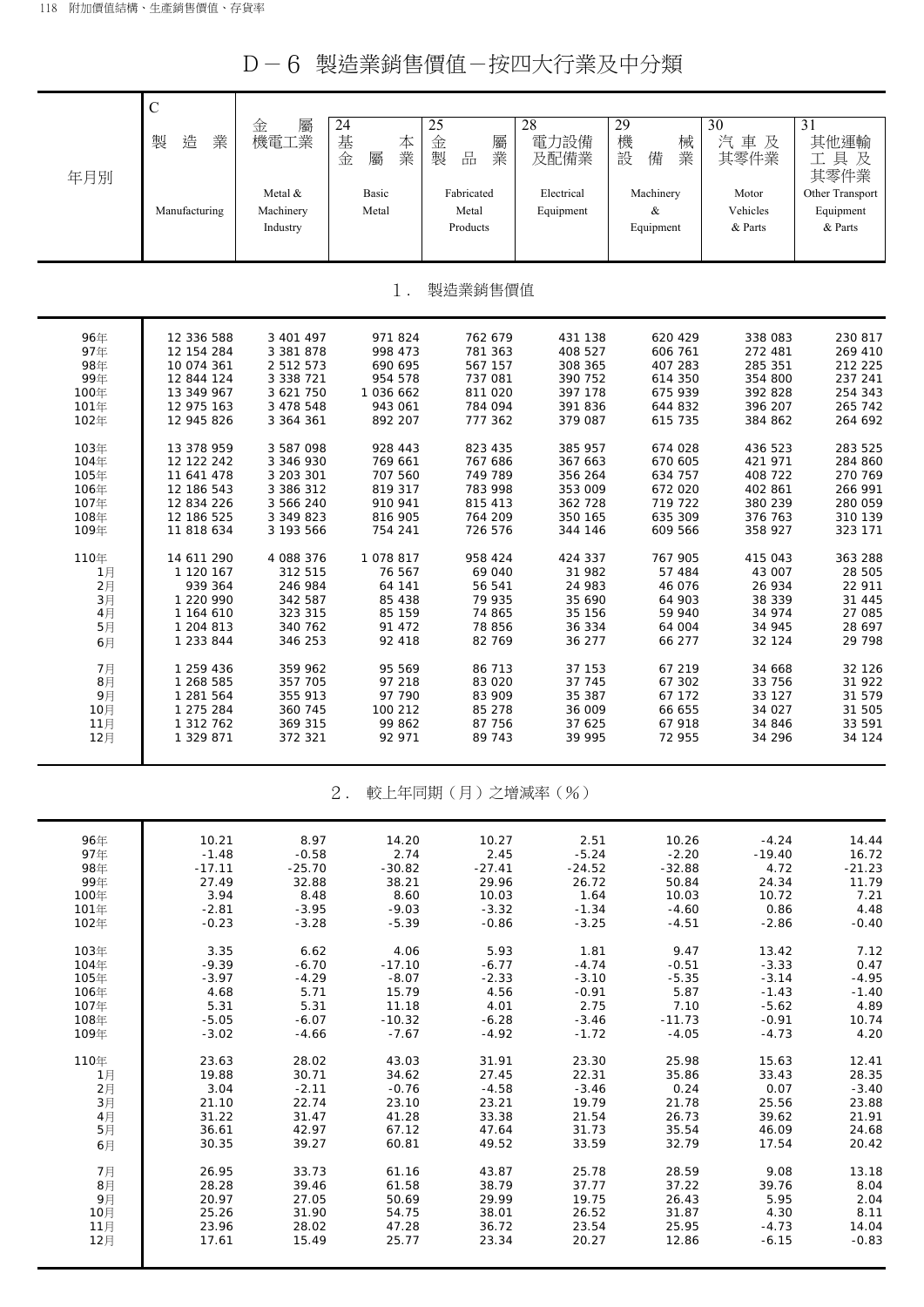# D－6 製造業銷售價值－按四大行業及中分類

| 年月別 | C 製造業 Manufacturing | 金屬機電工業 Metal & Machinery Industry | 24 基本金屬 Basic Metal | 25 金屬製品業 Fabricated Metal Products | 28 電力設備及配備業 Electrical Equipment | 29 機械設備業 Machinery & Equipment | 30 汽車及其零件業 Motor Vehicles & Parts | 31 其他運輸工具及其零件業 Other Transport Equipment & Parts |
|---|---|---|---|---|---|---|---|---|
| **1. 製造業銷售價值** | | | | | | | | |
| 96年 | 12 336 588 | 3 401 497 | 971 824 | 762 679 | 431 138 | 620 429 | 338 083 | 230 817 |
| 97年 | 12 154 284 | 3 381 878 | 998 473 | 781 363 | 408 527 | 606 761 | 272 481 | 269 410 |
| 98年 | 10 074 361 | 2 512 573 | 690 695 | 567 157 | 308 365 | 407 283 | 285 351 | 212 225 |
| 99年 | 12 844 124 | 3 338 721 | 954 578 | 737 081 | 390 752 | 614 350 | 354 800 | 237 241 |
| 100年 | 13 349 967 | 3 621 750 | 1 036 662 | 811 020 | 397 178 | 675 939 | 392 828 | 254 343 |
| 101年 | 12 975 163 | 3 478 548 | 943 061 | 784 094 | 391 836 | 644 832 | 396 207 | 265 742 |
| 102年 | 12 945 826 | 3 364 361 | 892 207 | 777 362 | 379 087 | 615 735 | 384 862 | 264 692 |
| 103年 | 13 378 959 | 3 587 098 | 928 443 | 823 435 | 385 957 | 674 028 | 436 523 | 283 525 |
| 104年 | 12 122 242 | 3 346 930 | 769 661 | 767 686 | 367 663 | 670 605 | 421 971 | 284 860 |
| 105年 | 11 641 478 | 3 203 301 | 707 560 | 749 789 | 356 264 | 634 757 | 408 722 | 270 769 |
| 106年 | 12 186 543 | 3 386 312 | 819 317 | 783 998 | 353 009 | 672 020 | 402 861 | 266 991 |
| 107年 | 12 834 226 | 3 566 240 | 910 941 | 815 413 | 362 728 | 719 722 | 380 239 | 280 059 |
| 108年 | 12 186 525 | 3 349 823 | 816 905 | 764 209 | 350 165 | 635 309 | 376 763 | 310 139 |
| 109年 | 11 818 634 | 3 193 566 | 754 241 | 726 576 | 344 146 | 609 566 | 358 927 | 323 171 |
| 110年 | 14 611 290 | 4 088 376 | 1 078 817 | 958 424 | 424 337 | 767 905 | 415 043 | 363 288 |
| 1月 | 1 120 167 | 312 515 | 76 567 | 69 040 | 31 982 | 57 484 | 43 007 | 28 505 |
| 2月 | 939 364 | 246 984 | 64 141 | 56 541 | 24 983 | 46 076 | 26 934 | 22 911 |
| 3月 | 1 220 990 | 342 587 | 85 438 | 79 935 | 35 690 | 64 903 | 38 339 | 31 445 |
| 4月 | 1 164 610 | 323 315 | 85 159 | 74 865 | 35 156 | 59 940 | 34 974 | 27 085 |
| 5月 | 1 204 813 | 340 762 | 91 472 | 78 856 | 36 334 | 64 004 | 34 945 | 28 697 |
| 6月 | 1 233 844 | 346 253 | 92 418 | 82 769 | 36 277 | 66 277 | 32 124 | 29 798 |
| 7月 | 1 259 436 | 359 962 | 95 569 | 86 713 | 37 153 | 67 219 | 34 668 | 32 126 |
| 8月 | 1 268 585 | 357 705 | 97 218 | 83 020 | 37 745 | 67 302 | 33 756 | 31 922 |
| 9月 | 1 281 564 | 355 913 | 97 790 | 83 909 | 35 387 | 67 172 | 33 127 | 31 579 |
| 10月 | 1 275 284 | 360 745 | 100 212 | 85 278 | 36 009 | 66 655 | 34 027 | 31 505 |
| 11月 | 1 312 762 | 369 315 | 99 862 | 87 756 | 37 625 | 67 918 | 34 846 | 33 591 |
| 12月 | 1 329 871 | 372 321 | 92 971 | 89 743 | 39 995 | 72 955 | 34 296 | 34 124 |
| **2. 較上年同期（月）之增減率（%）** | | | | | | | | |
| 96年 | 10.21 | 8.97 | 14.20 | 10.27 | 2.51 | 10.26 | -4.24 | 14.44 |
| 97年 | -1.48 | -0.58 | 2.74 | 2.45 | -5.24 | -2.20 | -19.40 | 16.72 |
| 98年 | -17.11 | -25.70 | -30.82 | -27.41 | -24.52 | -32.88 | 4.72 | -21.23 |
| 99年 | 27.49 | 32.88 | 38.21 | 29.96 | 26.72 | 50.84 | 24.34 | 11.79 |
| 100年 | 3.94 | 8.48 | 8.60 | 10.03 | 1.64 | 10.03 | 10.72 | 7.21 |
| 101年 | -2.81 | -3.95 | -9.03 | -3.32 | -1.34 | -4.60 | 0.86 | 4.48 |
| 102年 | -0.23 | -3.28 | -5.39 | -0.86 | -3.25 | -4.51 | -2.86 | -0.40 |
| 103年 | 3.35 | 6.62 | 4.06 | 5.93 | 1.81 | 9.47 | 13.42 | 7.12 |
| 104年 | -9.39 | -6.70 | -17.10 | -6.77 | -4.74 | -0.51 | -3.33 | 0.47 |
| 105年 | -3.97 | -4.29 | -8.07 | -2.33 | -3.10 | -5.35 | -3.14 | -4.95 |
| 106年 | 4.68 | 5.71 | 15.79 | 4.56 | -0.91 | 5.87 | -1.43 | -1.40 |
| 107年 | 5.31 | 5.31 | 11.18 | 4.01 | 2.75 | 7.10 | -5.62 | 4.89 |
| 108年 | -5.05 | -6.07 | -10.32 | -6.28 | -3.46 | -11.73 | -0.91 | 10.74 |
| 109年 | -3.02 | -4.66 | -7.67 | -4.92 | -1.72 | -4.05 | -4.73 | 4.20 |
| 110年 | 23.63 | 28.02 | 43.03 | 31.91 | 23.30 | 25.98 | 15.63 | 12.41 |
| 1月 | 19.88 | 30.71 | 34.62 | 27.45 | 22.31 | 35.86 | 33.43 | 28.35 |
| 2月 | 3.04 | -2.11 | -0.76 | -4.58 | -3.46 | 0.24 | 0.07 | -3.40 |
| 3月 | 21.10 | 22.74 | 23.10 | 23.21 | 19.79 | 21.78 | 25.56 | 23.88 |
| 4月 | 31.22 | 31.47 | 41.28 | 33.38 | 21.54 | 26.73 | 39.62 | 21.91 |
| 5月 | 36.61 | 42.97 | 67.12 | 47.64 | 31.73 | 35.54 | 46.09 | 24.68 |
| 6月 | 30.35 | 39.27 | 60.81 | 49.52 | 33.59 | 32.79 | 17.54 | 20.42 |
| 7月 | 26.95 | 33.73 | 61.16 | 43.87 | 25.78 | 28.59 | 9.08 | 13.18 |
| 8月 | 28.28 | 39.46 | 61.58 | 38.79 | 37.77 | 37.22 | 39.76 | 8.04 |
| 9月 | 20.97 | 27.05 | 50.69 | 29.99 | 19.75 | 26.43 | 5.95 | 2.04 |
| 10月 | 25.26 | 31.90 | 54.75 | 38.01 | 26.52 | 31.87 | 4.30 | 8.11 |
| 11月 | 23.96 | 28.02 | 47.28 | 36.72 | 23.54 | 25.95 | -4.73 | 14.04 |
| 12月 | 17.61 | 15.49 | 25.77 | 23.34 | 20.27 | 12.86 | -6.15 | -0.83 |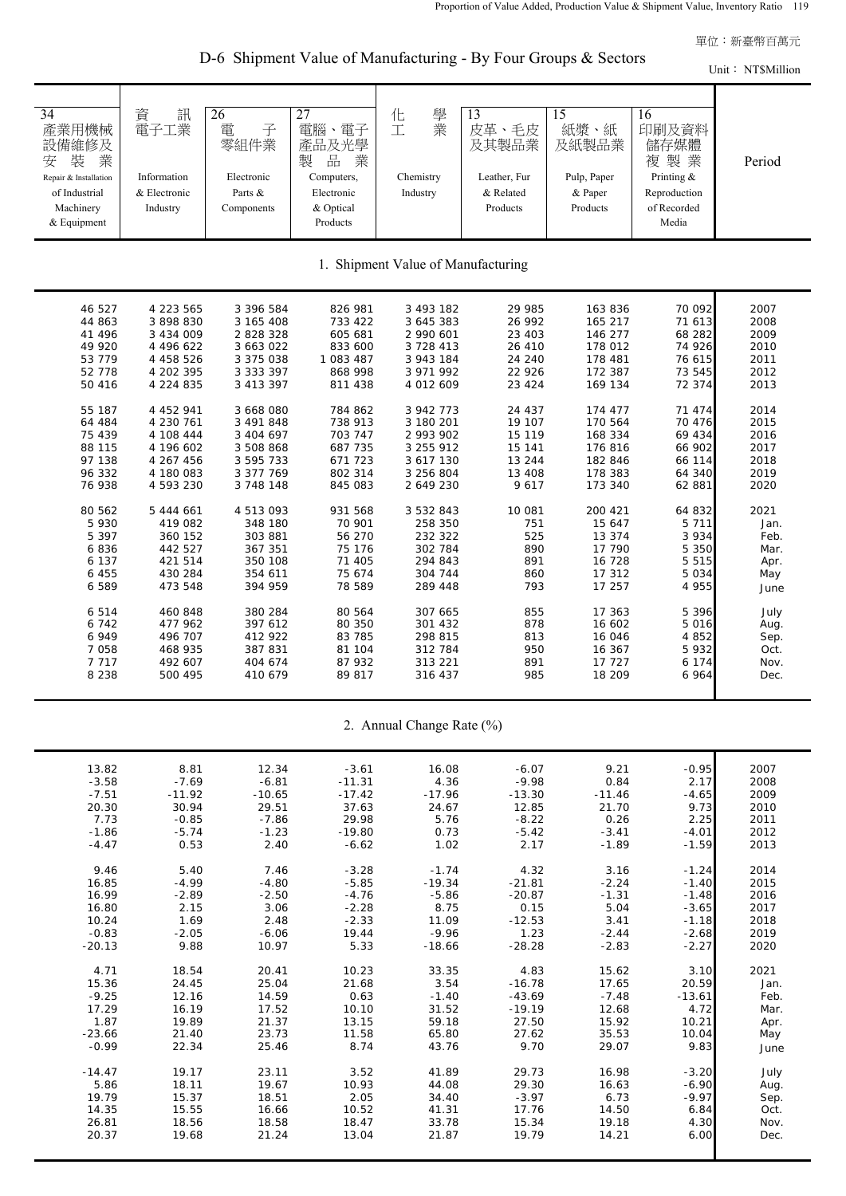單位：新臺幣百萬元

# D-6 Shipment Value of Manufacturing - By Four Groups & Sectors

Unit： NT$Million

| 34 產業用機械設備維修及安裝業 Repair & Installation of Industrial Machinery & Equipment | 資訊電子工業 Information & Electronic Industry | 26 電子零組件業 Electronic Parts & Components | 27 電腦、電子產品及光學製品業 Computers, Electronic & Optical Products | 化學工業 Chemistry Industry | 13 皮革、毛皮及其製品業 Leather, Fur & Related Products | 15 紙漿、紙及紙製品業 Pulp, Paper & Paper Products | 16 印刷及資料儲存媒體複製業 Printing & Reproduction of Recorded Media | Period |
|---|---|---|---|---|---|---|---|---|
| **1. Shipment Value of Manufacturing** | | | | | | | | |
| 46 527 | 4 223 565 | 3 396 584 | 826 981 | 3 493 182 | 29 985 | 163 836 | 70 092 | 2007 |
| 44 863 | 3 898 830 | 3 165 408 | 733 422 | 3 645 383 | 26 992 | 165 217 | 71 613 | 2008 |
| 41 496 | 3 434 009 | 2 828 328 | 605 681 | 2 990 601 | 23 403 | 146 277 | 68 282 | 2009 |
| 49 920 | 4 496 622 | 3 663 022 | 833 600 | 3 728 413 | 26 410 | 178 012 | 74 926 | 2010 |
| 53 779 | 4 458 526 | 3 375 038 | 1 083 487 | 3 943 184 | 24 240 | 178 481 | 76 615 | 2011 |
| 52 778 | 4 202 395 | 3 333 397 | 868 998 | 3 971 992 | 22 926 | 172 387 | 73 545 | 2012 |
| 50 416 | 4 224 835 | 3 413 397 | 811 438 | 4 012 609 | 23 424 | 169 134 | 72 374 | 2013 |
| 55 187 | 4 452 941 | 3 668 080 | 784 862 | 3 942 773 | 24 437 | 174 477 | 71 474 | 2014 |
| 64 484 | 4 230 761 | 3 491 848 | 738 913 | 3 180 201 | 19 107 | 170 564 | 70 476 | 2015 |
| 75 439 | 4 108 444 | 3 404 697 | 703 747 | 2 993 902 | 15 119 | 168 334 | 69 434 | 2016 |
| 88 115 | 4 196 602 | 3 508 868 | 687 735 | 3 255 912 | 15 141 | 176 816 | 66 902 | 2017 |
| 97 138 | 4 267 456 | 3 595 733 | 671 723 | 3 617 130 | 13 244 | 182 846 | 66 114 | 2018 |
| 96 332 | 4 180 083 | 3 377 769 | 802 314 | 3 256 804 | 13 408 | 178 383 | 64 340 | 2019 |
| 76 938 | 4 593 230 | 3 748 148 | 845 083 | 2 649 230 | 9 617 | 173 340 | 62 881 | 2020 |
| 80 562 | 5 444 661 | 4 513 093 | 931 568 | 3 532 843 | 10 081 | 200 421 | 64 832 | 2021 |
| 5 930 | 419 082 | 348 180 | 70 901 | 258 350 | 751 | 15 647 | 5 711 | Jan. |
| 5 397 | 360 152 | 303 881 | 56 270 | 232 322 | 525 | 13 374 | 3 934 | Feb. |
| 6 836 | 442 527 | 367 351 | 75 176 | 302 784 | 890 | 17 790 | 5 350 | Mar. |
| 6 137 | 421 514 | 350 108 | 71 405 | 294 843 | 891 | 16 728 | 5 515 | Apr. |
| 6 455 | 430 284 | 354 611 | 75 674 | 304 744 | 860 | 17 312 | 5 034 | May |
| 6 589 | 473 548 | 394 959 | 78 589 | 289 448 | 793 | 17 257 | 4 955 | June |
| 6 514 | 460 848 | 380 284 | 80 564 | 307 665 | 855 | 17 363 | 5 396 | July |
| 6 742 | 477 962 | 397 612 | 80 350 | 301 432 | 878 | 16 602 | 5 016 | Aug. |
| 6 949 | 496 707 | 412 922 | 83 785 | 298 815 | 813 | 16 046 | 4 852 | Sep. |
| 7 058 | 468 935 | 387 831 | 81 104 | 312 784 | 950 | 16 367 | 5 932 | Oct. |
| 7 717 | 492 607 | 404 674 | 87 932 | 313 221 | 891 | 17 727 | 6 174 | Nov. |
| 8 238 | 500 495 | 410 679 | 89 817 | 316 437 | 985 | 18 209 | 6 964 | Dec. |
| **2. Annual Change Rate (%)** | | | | | | | | |
| 13.82 | 8.81 | 12.34 | -3.61 | 16.08 | -6.07 | 9.21 | -0.95 | 2007 |
| -3.58 | -7.69 | -6.81 | -11.31 | 4.36 | -9.98 | 0.84 | 2.17 | 2008 |
| -7.51 | -11.92 | -10.65 | -17.42 | -17.96 | -13.30 | -11.46 | -4.65 | 2009 |
| 20.30 | 30.94 | 29.51 | 37.63 | 24.67 | 12.85 | 21.70 | 9.73 | 2010 |
| 7.73 | -0.85 | -7.86 | 29.98 | 5.76 | -8.22 | 0.26 | 2.25 | 2011 |
| -1.86 | -5.74 | -1.23 | -19.80 | 0.73 | -5.42 | -3.41 | -4.01 | 2012 |
| -4.47 | 0.53 | 2.40 | -6.62 | 1.02 | 2.17 | -1.89 | -1.59 | 2013 |
| 9.46 | 5.40 | 7.46 | -3.28 | -1.74 | 4.32 | 3.16 | -1.24 | 2014 |
| 16.85 | -4.99 | -4.80 | -5.85 | -19.34 | -21.81 | -2.24 | -1.40 | 2015 |
| 16.99 | -2.89 | -2.50 | -4.76 | -5.86 | -20.87 | -1.31 | -1.48 | 2016 |
| 16.80 | 2.15 | 3.06 | -2.28 | 8.75 | 0.15 | 5.04 | -3.65 | 2017 |
| 10.24 | 1.69 | 2.48 | -2.33 | 11.09 | -12.53 | 3.41 | -1.18 | 2018 |
| -0.83 | -2.05 | -6.06 | 19.44 | -9.96 | 1.23 | -2.44 | -2.68 | 2019 |
| -20.13 | 9.88 | 10.97 | 5.33 | -18.66 | -28.28 | -2.83 | -2.27 | 2020 |
| 4.71 | 18.54 | 20.41 | 10.23 | 33.35 | 4.83 | 15.62 | 3.10 | 2021 |
| 15.36 | 24.45 | 25.04 | 21.68 | 3.54 | -16.78 | 17.65 | 20.59 | Jan. |
| -9.25 | 12.16 | 14.59 | 0.63 | -1.40 | -43.69 | -7.48 | -13.61 | Feb. |
| 17.29 | 16.19 | 17.52 | 10.10 | 31.52 | -19.19 | 12.68 | 4.72 | Mar. |
| 1.87 | 19.89 | 21.37 | 13.15 | 59.18 | 27.50 | 15.92 | 10.21 | Apr. |
| -23.66 | 21.40 | 23.73 | 11.58 | 65.80 | 27.62 | 35.53 | 10.04 | May |
| -0.99 | 22.34 | 25.46 | 8.74 | 43.76 | 9.70 | 29.07 | 9.83 | June |
| -14.47 | 19.17 | 23.11 | 3.52 | 41.89 | 29.73 | 16.98 | -3.20 | July |
| 5.86 | 18.11 | 19.67 | 10.93 | 44.08 | 29.30 | 16.63 | -6.90 | Aug. |
| 19.79 | 15.37 | 18.51 | 2.05 | 34.40 | -3.97 | 6.73 | -9.97 | Sep. |
| 14.35 | 15.55 | 16.66 | 10.52 | 41.31 | 17.76 | 14.50 | 6.84 | Oct. |
| 26.81 | 18.56 | 18.58 | 18.47 | 33.78 | 15.34 | 19.18 | 4.30 | Nov. |
| 20.37 | 19.68 | 21.24 | 13.04 | 21.87 | 19.79 | 14.21 | 6.00 | Dec. |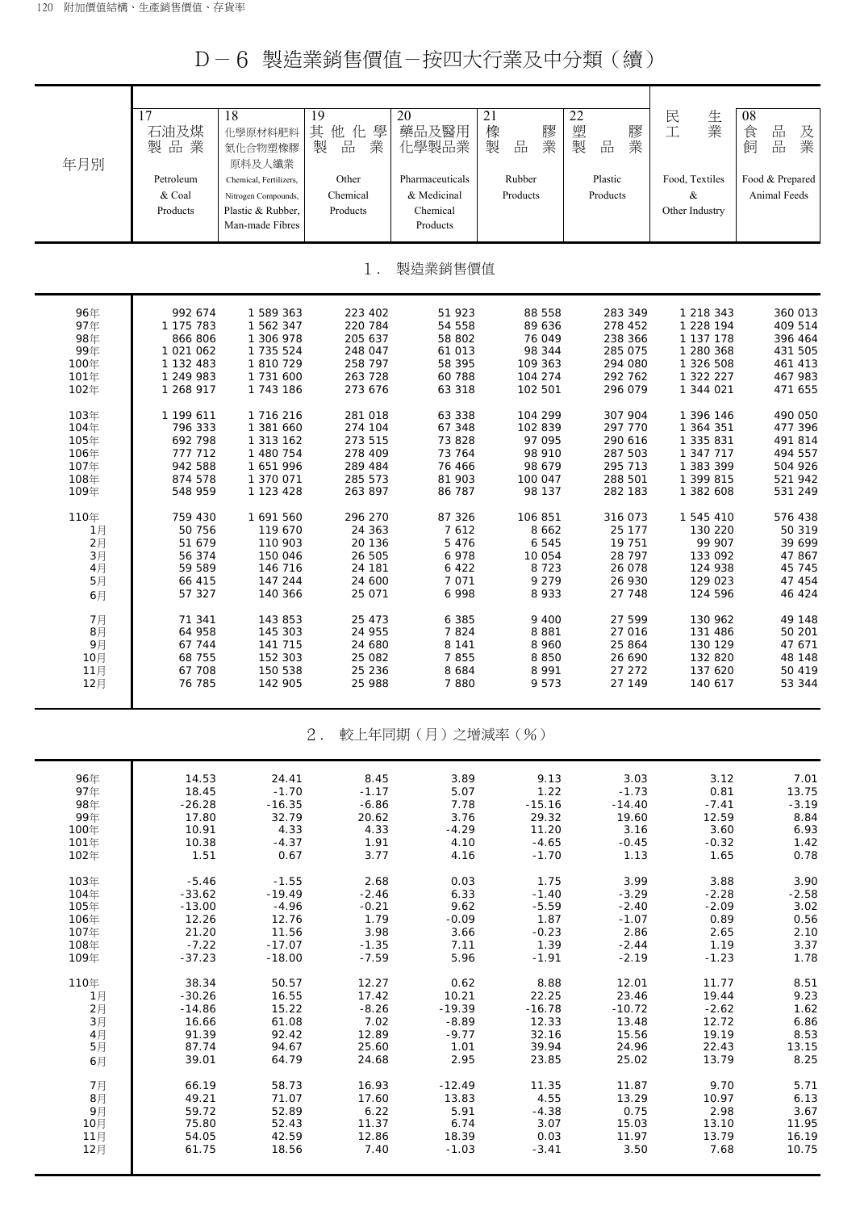# D－6　製造業銷售價值－按四大行業及中分類（續）

| 年月別 | 17 石油及煤製品業 Petroleum & Coal Products | 18 化學原材料肥料氮化合物塑橡膠原料及人纖業 Chemical, Fertilizers, Nitrogen Compounds, Plastic & Rubber, Man-made Fibres | 19 其他化學製品業 Other Chemical Products | 20 藥品及醫用化學製品業 Pharmaceuticals & Medicinal Chemical Products | 21 橡膠製品業 Rubber Products | 22 塑膠製品業 Plastic Products | 民生工業 Food, Textiles & Other Industry | 08 食品及飼品業 Food & Prepared Animal Feeds |
|---|---|---|---|---|---|---|---|---|
| **1．製造業銷售價值** | | | | | | | | |
| 96年 | 992 674 | 1 589 363 | 223 402 | 51 923 | 88 558 | 283 349 | 1 218 343 | 360 013 |
| 97年 | 1 175 783 | 1 562 347 | 220 784 | 54 558 | 89 636 | 278 452 | 1 228 194 | 409 514 |
| 98年 | 866 806 | 1 306 978 | 205 637 | 58 802 | 76 049 | 238 366 | 1 137 178 | 396 464 |
| 99年 | 1 021 062 | 1 735 524 | 248 047 | 61 013 | 98 344 | 285 075 | 1 280 368 | 431 505 |
| 100年 | 1 132 483 | 1 810 729 | 258 797 | 58 395 | 109 363 | 294 080 | 1 326 508 | 461 413 |
| 101年 | 1 249 983 | 1 731 600 | 263 728 | 60 788 | 104 274 | 292 762 | 1 322 227 | 467 983 |
| 102年 | 1 268 917 | 1 743 186 | 273 676 | 63 318 | 102 501 | 296 079 | 1 344 021 | 471 655 |
| 103年 | 1 199 611 | 1 716 216 | 281 018 | 63 338 | 104 299 | 307 904 | 1 396 146 | 490 050 |
| 104年 | 796 333 | 1 381 660 | 274 104 | 67 348 | 102 839 | 297 770 | 1 364 351 | 477 396 |
| 105年 | 692 798 | 1 313 162 | 273 515 | 73 828 | 97 095 | 290 616 | 1 335 831 | 491 814 |
| 106年 | 777 712 | 1 480 754 | 278 409 | 73 764 | 98 910 | 287 503 | 1 347 717 | 494 557 |
| 107年 | 942 588 | 1 651 996 | 289 484 | 76 466 | 98 679 | 295 713 | 1 383 399 | 504 926 |
| 108年 | 874 578 | 1 370 071 | 285 573 | 81 903 | 100 047 | 288 501 | 1 399 815 | 521 942 |
| 109年 | 548 959 | 1 123 428 | 263 897 | 86 787 | 98 137 | 282 183 | 1 382 608 | 531 249 |
| 110年 | 759 430 | 1 691 560 | 296 270 | 87 326 | 106 851 | 316 073 | 1 545 410 | 576 438 |
| 1月 | 50 756 | 119 670 | 24 363 | 7 612 | 8 662 | 25 177 | 130 220 | 50 319 |
| 2月 | 51 679 | 110 903 | 20 136 | 5 476 | 6 545 | 19 751 | 99 907 | 39 699 |
| 3月 | 56 374 | 150 046 | 26 505 | 6 978 | 10 054 | 28 797 | 133 092 | 47 867 |
| 4月 | 59 589 | 146 716 | 24 181 | 6 422 | 8 723 | 26 078 | 124 938 | 45 745 |
| 5月 | 66 415 | 147 244 | 24 600 | 7 071 | 9 279 | 26 930 | 129 023 | 47 454 |
| 6月 | 57 327 | 140 366 | 25 071 | 6 998 | 8 933 | 27 748 | 124 596 | 46 424 |
| 7月 | 71 341 | 143 853 | 25 473 | 6 385 | 9 400 | 27 599 | 130 962 | 49 148 |
| 8月 | 64 958 | 145 303 | 24 955 | 7 824 | 8 881 | 27 016 | 131 486 | 50 201 |
| 9月 | 67 744 | 141 715 | 24 680 | 8 141 | 8 960 | 25 864 | 130 129 | 47 671 |
| 10月 | 68 755 | 152 303 | 25 082 | 7 855 | 8 850 | 26 690 | 132 820 | 48 148 |
| 11月 | 67 708 | 150 538 | 25 236 | 8 684 | 8 991 | 27 272 | 137 620 | 50 419 |
| 12月 | 76 785 | 142 905 | 25 988 | 7 880 | 9 573 | 27 149 | 140 617 | 53 344 |
| **2．較上年同期（月）之增減率（%）** | | | | | | | | |
| 96年 | 14.53 | 24.41 | 8.45 | 3.89 | 9.13 | 3.03 | 3.12 | 7.01 |
| 97年 | 18.45 | -1.70 | -1.17 | 5.07 | 1.22 | -1.73 | 0.81 | 13.75 |
| 98年 | -26.28 | -16.35 | -6.86 | 7.78 | -15.16 | -14.40 | -7.41 | -3.19 |
| 99年 | 17.80 | 32.79 | 20.62 | 3.76 | 29.32 | 19.60 | 12.59 | 8.84 |
| 100年 | 10.91 | 4.33 | 4.33 | -4.29 | 11.20 | 3.16 | 3.60 | 6.93 |
| 101年 | 10.38 | -4.37 | 1.91 | 4.10 | -4.65 | -0.45 | -0.32 | 1.42 |
| 102年 | 1.51 | 0.67 | 3.77 | 4.16 | -1.70 | 1.13 | 1.65 | 0.78 |
| 103年 | -5.46 | -1.55 | 2.68 | 0.03 | 1.75 | 3.99 | 3.88 | 3.90 |
| 104年 | -33.62 | -19.49 | -2.46 | 6.33 | -1.40 | -3.29 | -2.28 | -2.58 |
| 105年 | -13.00 | -4.96 | -0.21 | 9.62 | -5.59 | -2.40 | -2.09 | 3.02 |
| 106年 | 12.26 | 12.76 | 1.79 | -0.09 | 1.87 | -1.07 | 0.89 | 0.56 |
| 107年 | 21.20 | 11.56 | 3.98 | 3.66 | -0.23 | 2.86 | 2.65 | 2.10 |
| 108年 | -7.22 | -17.07 | -1.35 | 7.11 | 1.39 | -2.44 | 1.19 | 3.37 |
| 109年 | -37.23 | -18.00 | -7.59 | 5.96 | -1.91 | -2.19 | -1.23 | 1.78 |
| 110年 | 38.34 | 50.57 | 12.27 | 0.62 | 8.88 | 12.01 | 11.77 | 8.51 |
| 1月 | -30.26 | 16.55 | 17.42 | 10.21 | 22.25 | 23.46 | 19.44 | 9.23 |
| 2月 | -14.86 | 15.22 | -8.26 | -19.39 | -16.78 | -10.72 | -2.62 | 1.62 |
| 3月 | 16.66 | 61.08 | 7.02 | -8.89 | 12.33 | 13.48 | 12.72 | 6.86 |
| 4月 | 91.39 | 92.42 | 12.89 | -9.77 | 32.16 | 15.56 | 19.19 | 8.53 |
| 5月 | 87.74 | 94.67 | 25.60 | 1.01 | 39.94 | 24.96 | 22.43 | 13.15 |
| 6月 | 39.01 | 64.79 | 24.68 | 2.95 | 23.85 | 25.02 | 13.79 | 8.25 |
| 7月 | 66.19 | 58.73 | 16.93 | -12.49 | 11.35 | 11.87 | 9.70 | 5.71 |
| 8月 | 49.21 | 71.07 | 17.60 | 13.83 | 4.55 | 13.29 | 10.97 | 6.13 |
| 9月 | 59.72 | 52.89 | 6.22 | 5.91 | -4.38 | 0.75 | 2.98 | 3.67 |
| 10月 | 75.80 | 52.43 | 11.37 | 6.74 | 3.07 | 15.03 | 13.10 | 11.95 |
| 11月 | 54.05 | 42.59 | 12.86 | 18.39 | 0.03 | 11.97 | 13.79 | 16.19 |
| 12月 | 61.75 | 18.56 | 7.40 | -1.03 | -3.41 | 3.50 | 7.68 | 10.75 |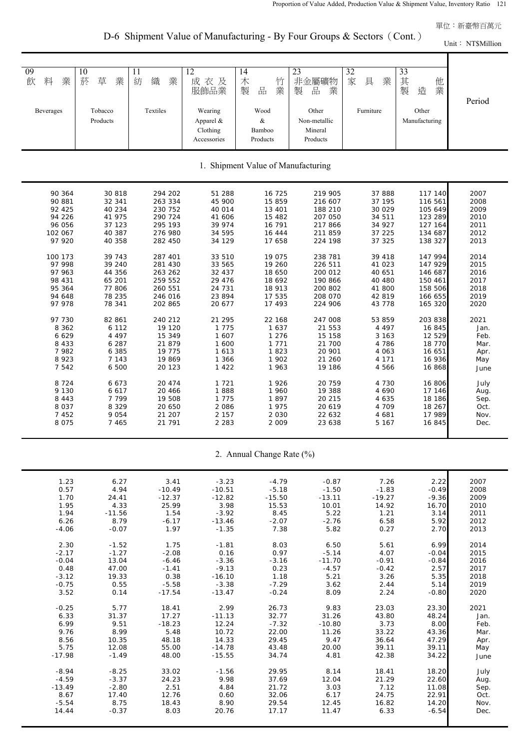單位：新臺幣百萬元

# D-6 Shipment Value of Manufacturing - By Four Groups & Sectors（Cont.）

Unit： NT$Million

| 09 飲料業 Beverages | 10 菸草業 Tobacco Products | 11 紡織業 Textiles | 12 成衣及服飾品業 Wearing Apparel & Clothing Accessories | 14 木竹製品業 Wood & Bamboo Products | 23 非金屬礦物製品業 Other Non-metallic Mineral Products | 32 家具業 Furniture | 33 其他製造業 Other Manufacturing | Period |
|---|---|---|---|---|---|---|---|---|
| **1. Shipment Value of Manufacturing** | | | | | | | | |
| 90 364 | 30 818 | 294 202 | 51 288 | 16 725 | 219 905 | 37 888 | 117 140 | 2007 |
| 90 881 | 32 341 | 263 334 | 45 900 | 15 859 | 216 607 | 37 195 | 116 561 | 2008 |
| 92 425 | 40 234 | 230 752 | 40 014 | 13 401 | 188 210 | 30 029 | 105 649 | 2009 |
| 94 226 | 41 975 | 290 724 | 41 606 | 15 482 | 207 050 | 34 511 | 123 289 | 2010 |
| 96 056 | 37 123 | 295 193 | 39 974 | 16 791 | 217 866 | 34 927 | 127 164 | 2011 |
| 102 067 | 40 387 | 276 980 | 34 595 | 16 444 | 211 859 | 37 225 | 134 687 | 2012 |
| 97 920 | 40 358 | 282 450 | 34 129 | 17 658 | 224 198 | 37 325 | 138 327 | 2013 |
| 100 173 | 39 743 | 287 401 | 33 510 | 19 075 | 238 781 | 39 418 | 147 994 | 2014 |
| 97 998 | 39 240 | 281 430 | 33 565 | 19 260 | 226 511 | 41 023 | 147 929 | 2015 |
| 97 963 | 44 356 | 263 262 | 32 437 | 18 650 | 200 012 | 40 651 | 146 687 | 2016 |
| 98 431 | 65 201 | 259 552 | 29 476 | 18 692 | 190 866 | 40 480 | 150 461 | 2017 |
| 95 364 | 77 806 | 260 551 | 24 731 | 18 913 | 200 802 | 41 800 | 158 506 | 2018 |
| 94 648 | 78 235 | 246 016 | 23 894 | 17 535 | 208 070 | 42 819 | 166 655 | 2019 |
| 97 978 | 78 341 | 202 865 | 20 677 | 17 493 | 224 906 | 43 778 | 165 320 | 2020 |
| 97 730 | 82 861 | 240 212 | 21 295 | 22 168 | 247 008 | 53 859 | 203 838 | 2021 |
| 8 362 | 6 112 | 19 120 | 1 775 | 1 637 | 21 553 | 4 497 | 16 845 | Jan. |
| 6 629 | 4 497 | 15 349 | 1 607 | 1 276 | 15 158 | 3 163 | 12 529 | Feb. |
| 8 433 | 6 287 | 21 879 | 1 600 | 1 771 | 21 700 | 4 786 | 18 770 | Mar. |
| 7 982 | 6 385 | 19 775 | 1 613 | 1 823 | 20 901 | 4 063 | 16 651 | Apr. |
| 8 923 | 7 143 | 19 869 | 1 366 | 1 902 | 21 260 | 4 171 | 16 936 | May |
| 7 542 | 6 500 | 20 123 | 1 422 | 1 963 | 19 186 | 4 566 | 16 868 | June |
| 8 724 | 6 673 | 20 474 | 1 721 | 1 926 | 20 759 | 4 730 | 16 806 | July |
| 9 130 | 6 617 | 20 466 | 1 888 | 1 960 | 19 388 | 4 690 | 17 146 | Aug. |
| 8 443 | 7 799 | 19 508 | 1 775 | 1 897 | 20 215 | 4 635 | 18 186 | Sep. |
| 8 037 | 8 329 | 20 650 | 2 086 | 1 975 | 20 619 | 4 709 | 18 267 | Oct. |
| 7 452 | 9 054 | 21 207 | 2 157 | 2 030 | 22 632 | 4 681 | 17 989 | Nov. |
| 8 075 | 7 465 | 21 791 | 2 283 | 2 009 | 23 638 | 5 167 | 16 845 | Dec. |
| **2. Annual Change Rate (%)** | | | | | | | | |
| 1.23 | 6.27 | 3.41 | -3.23 | -4.79 | -0.87 | 7.26 | 2.22 | 2007 |
| 0.57 | 4.94 | -10.49 | -10.51 | -5.18 | -1.50 | -1.83 | -0.49 | 2008 |
| 1.70 | 24.41 | -12.37 | -12.82 | -15.50 | -13.11 | -19.27 | -9.36 | 2009 |
| 1.95 | 4.33 | 25.99 | 3.98 | 15.53 | 10.01 | 14.92 | 16.70 | 2010 |
| 1.94 | -11.56 | 1.54 | -3.92 | 8.45 | 5.22 | 1.21 | 3.14 | 2011 |
| 6.26 | 8.79 | -6.17 | -13.46 | -2.07 | -2.76 | 6.58 | 5.92 | 2012 |
| -4.06 | -0.07 | 1.97 | -1.35 | 7.38 | 5.82 | 0.27 | 2.70 | 2013 |
| 2.30 | -1.52 | 1.75 | -1.81 | 8.03 | 6.50 | 5.61 | 6.99 | 2014 |
| -2.17 | -1.27 | -2.08 | 0.16 | 0.97 | -5.14 | 4.07 | -0.04 | 2015 |
| -0.04 | 13.04 | -6.46 | -3.36 | -3.16 | -11.70 | -0.91 | -0.84 | 2016 |
| 0.48 | 47.00 | -1.41 | -9.13 | 0.23 | -4.57 | -0.42 | 2.57 | 2017 |
| -3.12 | 19.33 | 0.38 | -16.10 | 1.18 | 5.21 | 3.26 | 5.35 | 2018 |
| -0.75 | 0.55 | -5.58 | -3.38 | -7.29 | 3.62 | 2.44 | 5.14 | 2019 |
| 3.52 | 0.14 | -17.54 | -13.47 | -0.24 | 8.09 | 2.24 | -0.80 | 2020 |
| -0.25 | 5.77 | 18.41 | 2.99 | 26.73 | 9.83 | 23.03 | 23.30 | 2021 |
| 6.33 | 31.37 | 17.27 | -11.13 | 32.77 | 31.26 | 43.80 | 48.24 | Jan. |
| 6.99 | 9.51 | -18.23 | 12.24 | -7.32 | -10.80 | 3.73 | 8.00 | Feb. |
| 9.76 | 8.99 | 5.48 | 10.72 | 22.00 | 11.26 | 33.22 | 43.36 | Mar. |
| 8.56 | 10.35 | 48.18 | 14.33 | 29.45 | 9.47 | 36.64 | 47.29 | Apr. |
| 5.75 | 12.08 | 55.00 | -14.78 | 43.48 | 20.00 | 39.11 | 39.11 | May |
| -17.98 | -1.49 | 48.00 | -15.55 | 34.74 | 4.81 | 42.38 | 34.22 | June |
| -8.94 | -8.25 | 33.02 | -1.56 | 29.95 | 8.14 | 18.41 | 18.20 | July |
| -4.59 | -3.37 | 24.23 | 9.98 | 37.69 | 12.04 | 21.29 | 22.60 | Aug. |
| -13.49 | -2.80 | 2.51 | 4.84 | 21.72 | 3.03 | 7.12 | 11.08 | Sep. |
| 8.67 | 17.40 | 12.76 | 0.60 | 32.06 | 6.17 | 24.75 | 22.91 | Oct. |
| -5.54 | 8.75 | 18.43 | 8.90 | 29.54 | 12.45 | 16.82 | 14.20 | Nov. |
| 14.44 | -0.37 | 8.03 | 20.76 | 17.17 | 11.47 | 6.33 | -6.54 | Dec. |